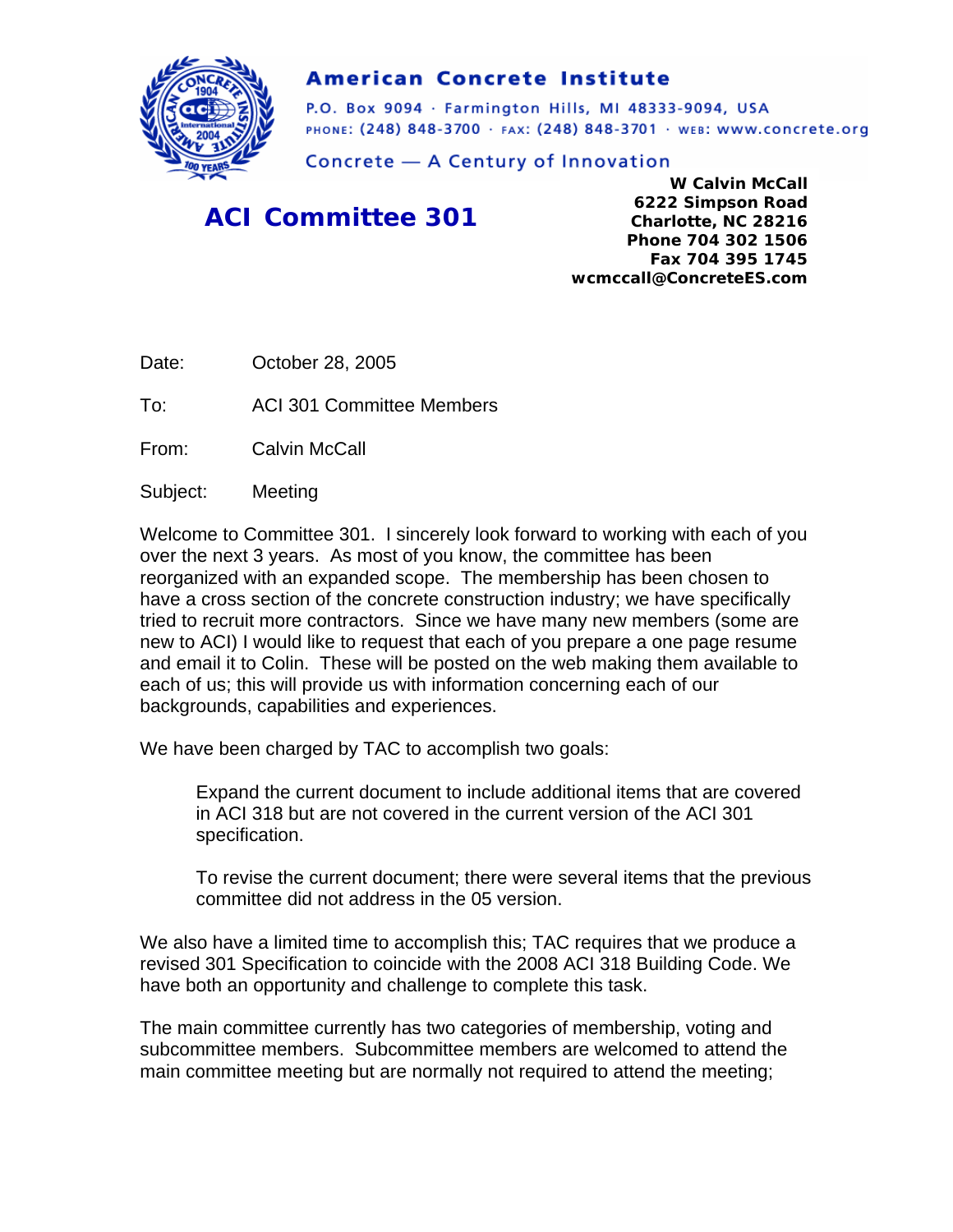**American Concrete Institute**

P.O. Box 9094 · Farmington Hills, MI 48333-9094, USA
PHONE: (248) 848-3700 · FAX: (248) 848-3701 · WEB: www.concrete.org

Concrete — A Century of Innovation

# ACI Committee 301

**W Calvin McCall**
**6222 Simpson Road**
**Charlotte, NC 28216**
**Phone 704 302 1506**
**Fax 704 395 1745**
**wcmccall@ConcreteES.com**

Date: October 28, 2005

To: ACI 301 Committee Members

From: Calvin McCall

Subject: Meeting

Welcome to Committee 301. I sincerely look forward to working with each of you over the next 3 years. As most of you know, the committee has been reorganized with an expanded scope. The membership has been chosen to have a cross section of the concrete construction industry; we have specifically tried to recruit more contractors. Since we have many new members (some are new to ACI) I would like to request that each of you prepare a one page resume and email it to Colin. These will be posted on the web making them available to each of us; this will provide us with information concerning each of our backgrounds, capabilities and experiences.

We have been charged by TAC to accomplish two goals:

> Expand the current document to include additional items that are covered in ACI 318 but are not covered in the current version of the ACI 301 specification.
>
> To revise the current document; there were several items that the previous committee did not address in the 05 version.

We also have a limited time to accomplish this; TAC requires that we produce a revised 301 Specification to coincide with the 2008 ACI 318 Building Code. We have both an opportunity and challenge to complete this task.

The main committee currently has two categories of membership, voting and subcommittee members. Subcommittee members are welcomed to attend the main committee meeting but are normally not required to attend the meeting;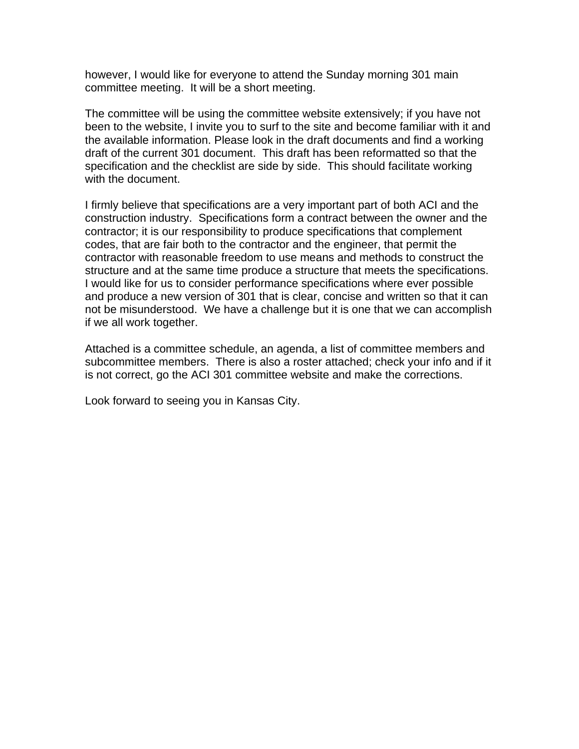however, I would like for everyone to attend the Sunday morning 301 main committee meeting.  It will be a short meeting.

The committee will be using the committee website extensively; if you have not been to the website, I invite you to surf to the site and become familiar with it and the available information. Please look in the draft documents and find a working draft of the current 301 document.  This draft has been reformatted so that the specification and the checklist are side by side.  This should facilitate working with the document.

I firmly believe that specifications are a very important part of both ACI and the construction industry.  Specifications form a contract between the owner and the contractor; it is our responsibility to produce specifications that complement codes, that are fair both to the contractor and the engineer, that permit the contractor with reasonable freedom to use means and methods to construct the structure and at the same time produce a structure that meets the specifications.  I would like for us to consider performance specifications where ever possible and produce a new version of 301 that is clear, concise and written so that it can not be misunderstood.  We have a challenge but it is one that we can accomplish if we all work together.

Attached is a committee schedule, an agenda, a list of committee members and subcommittee members.  There is also a roster attached; check your info and if it is not correct, go the ACI 301 committee website and make the corrections.

Look forward to seeing you in Kansas City.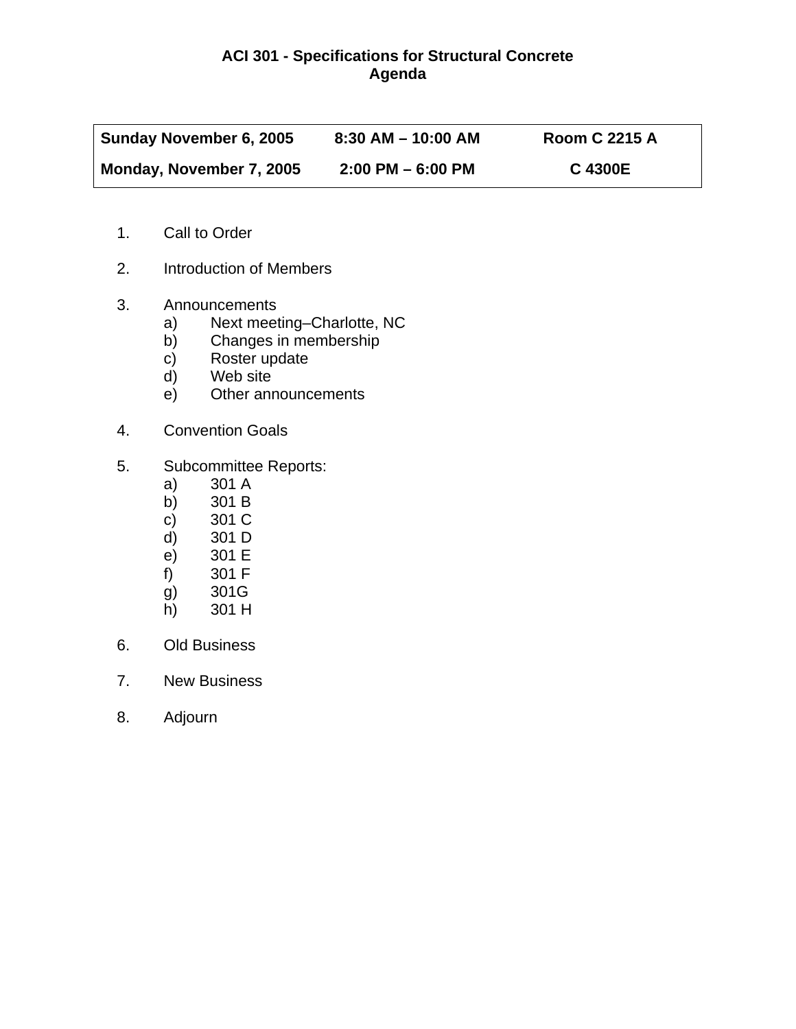# ACI 301 - Specifications for Structural Concrete
## Agenda

| **Sunday November 6, 2005** | **8:30 AM – 10:00 AM** | **Room C 2215 A** |
|---|---|---|
| **Monday, November 7, 2005** | **2:00 PM – 6:00 PM** | **C 4300E** |

1. Call to Order

2. Introduction of Members

3. Announcements
   a) Next meeting–Charlotte, NC
   b) Changes in membership
   c) Roster update
   d) Web site
   e) Other announcements

4. Convention Goals

5. Subcommittee Reports:
   a) 301 A
   b) 301 B
   c) 301 C
   d) 301 D
   e) 301 E
   f) 301 F
   g) 301G
   h) 301 H

6. Old Business

7. New Business

8. Adjourn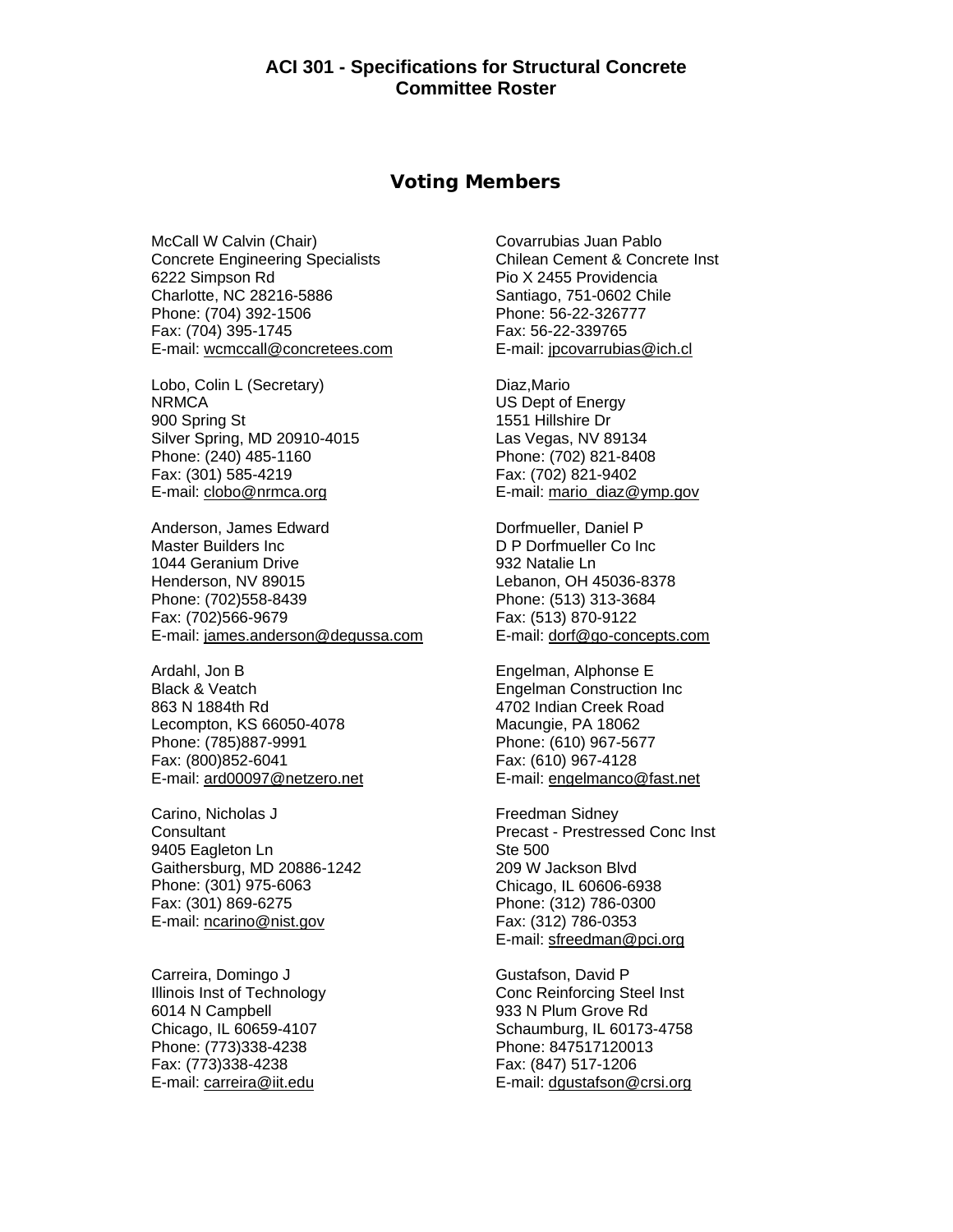**ACI 301 - Specifications for Structural Concrete**
**Committee Roster**

## Voting Members

McCall W Calvin (Chair)
Concrete Engineering Specialists
6222 Simpson Rd
Charlotte, NC 28216-5886
Phone: (704) 392-1506
Fax: (704) 395-1745
E-mail: wcmccall@concretees.com

Lobo, Colin L (Secretary)
NRMCA
900 Spring St
Silver Spring, MD 20910-4015
Phone: (240) 485-1160
Fax: (301) 585-4219
E-mail: clobo@nrmca.org

Anderson, James Edward
Master Builders Inc
1044 Geranium Drive
Henderson, NV 89015
Phone: (702)558-8439
Fax: (702)566-9679
E-mail: james.anderson@degussa.com

Ardahl, Jon B
Black & Veatch
863 N 1884th Rd
Lecompton, KS 66050-4078
Phone: (785)887-9991
Fax: (800)852-6041
E-mail: ard00097@netzero.net

Carino, Nicholas J
Consultant
9405 Eagleton Ln
Gaithersburg, MD 20886-1242
Phone: (301) 975-6063
Fax: (301) 869-6275
E-mail: ncarino@nist.gov

Carreira, Domingo J
Illinois Inst of Technology
6014 N Campbell
Chicago, IL 60659-4107
Phone: (773)338-4238
Fax: (773)338-4238
E-mail: carreira@iit.edu

Covarrubias Juan Pablo
Chilean Cement & Concrete Inst
Pio X 2455 Providencia
Santiago, 751-0602 Chile
Phone: 56-22-326777
Fax: 56-22-339765
E-mail: jpcovarrubias@ich.cl

Diaz,Mario
US Dept of Energy
1551 Hillshire Dr
Las Vegas, NV 89134
Phone: (702) 821-8408
Fax: (702) 821-9402
E-mail: mario_diaz@ymp.gov

Dorfmueller, Daniel P
D P Dorfmueller Co Inc
932 Natalie Ln
Lebanon, OH 45036-8378
Phone: (513) 313-3684
Fax: (513) 870-9122
E-mail: dorf@go-concepts.com

Engelman, Alphonse E
Engelman Construction Inc
4702 Indian Creek Road
Macungie, PA 18062
Phone: (610) 967-5677
Fax: (610) 967-4128
E-mail: engelmanco@fast.net

Freedman Sidney
Precast - Prestressed Conc Inst
Ste 500
209 W Jackson Blvd
Chicago, IL 60606-6938
Phone: (312) 786-0300
Fax: (312) 786-0353
E-mail: sfreedman@pci.org

Gustafson, David P
Conc Reinforcing Steel Inst
933 N Plum Grove Rd
Schaumburg, IL 60173-4758
Phone: 847517120013
Fax: (847) 517-1206
E-mail: dgustafson@crsi.org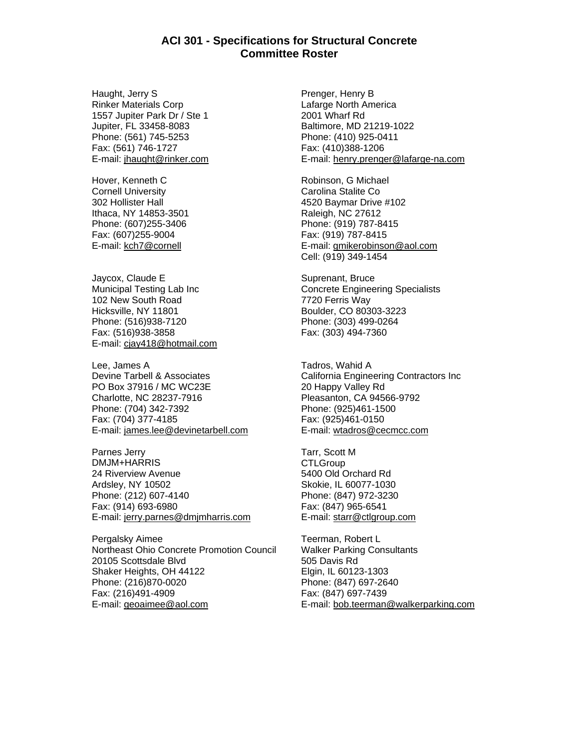## ACI 301 - Specifications for Structural Concrete
## Committee Roster

Haught, Jerry S
Rinker Materials Corp
1557 Jupiter Park Dr / Ste 1
Jupiter, FL 33458-8083
Phone: (561) 745-5253
Fax: (561) 746-1727
E-mail: jhaught@rinker.com

Hover, Kenneth C
Cornell University
302 Hollister Hall
Ithaca, NY 14853-3501
Phone: (607)255-3406
Fax: (607)255-9004
E-mail: kch7@cornell

Jaycox, Claude E
Municipal Testing Lab Inc
102 New South Road
Hicksville, NY 11801
Phone: (516)938-7120
Fax: (516)938-3858
E-mail: cjay418@hotmail.com

Lee, James A
Devine Tarbell & Associates
PO Box 37916 / MC WC23E
Charlotte, NC 28237-7916
Phone: (704) 342-7392
Fax: (704) 377-4185
E-mail: james.lee@devinetarbell.com

Parnes Jerry
DMJM+HARRIS
24 Riverview Avenue
Ardsley, NY 10502
Phone: (212) 607-4140
Fax: (914) 693-6980
E-mail: jerry.parnes@dmjmharris.com

Pergalsky Aimee
Northeast Ohio Concrete Promotion Council
20105 Scottsdale Blvd
Shaker Heights, OH 44122
Phone: (216)870-0020
Fax: (216)491-4909
E-mail: geoaimee@aol.com

Prenger, Henry B
Lafarge North America
2001 Wharf Rd
Baltimore, MD 21219-1022
Phone: (410) 925-0411
Fax: (410)388-1206
E-mail: henry.prenger@lafarge-na.com

Robinson, G Michael
Carolina Stalite Co
4520 Baymar Drive #102
Raleigh, NC 27612
Phone: (919) 787-8415
Fax: (919) 787-8415
E-mail: gmikerobinson@aol.com
Cell: (919) 349-1454

Suprenant, Bruce
Concrete Engineering Specialists
7720 Ferris Way
Boulder, CO 80303-3223
Phone: (303) 499-0264
Fax: (303) 494-7360

Tadros, Wahid A
California Engineering Contractors Inc
20 Happy Valley Rd
Pleasanton, CA 94566-9792
Phone: (925)461-1500
Fax: (925)461-0150
E-mail: wtadros@cecmcc.com

Tarr, Scott M
CTLGroup
5400 Old Orchard Rd
Skokie, IL 60077-1030
Phone: (847) 972-3230
Fax: (847) 965-6541
E-mail: starr@ctlgroup.com

Teerman, Robert L
Walker Parking Consultants
505 Davis Rd
Elgin, IL 60123-1303
Phone: (847) 697-2640
Fax: (847) 697-7439
E-mail: bob.teerman@walkerparking.com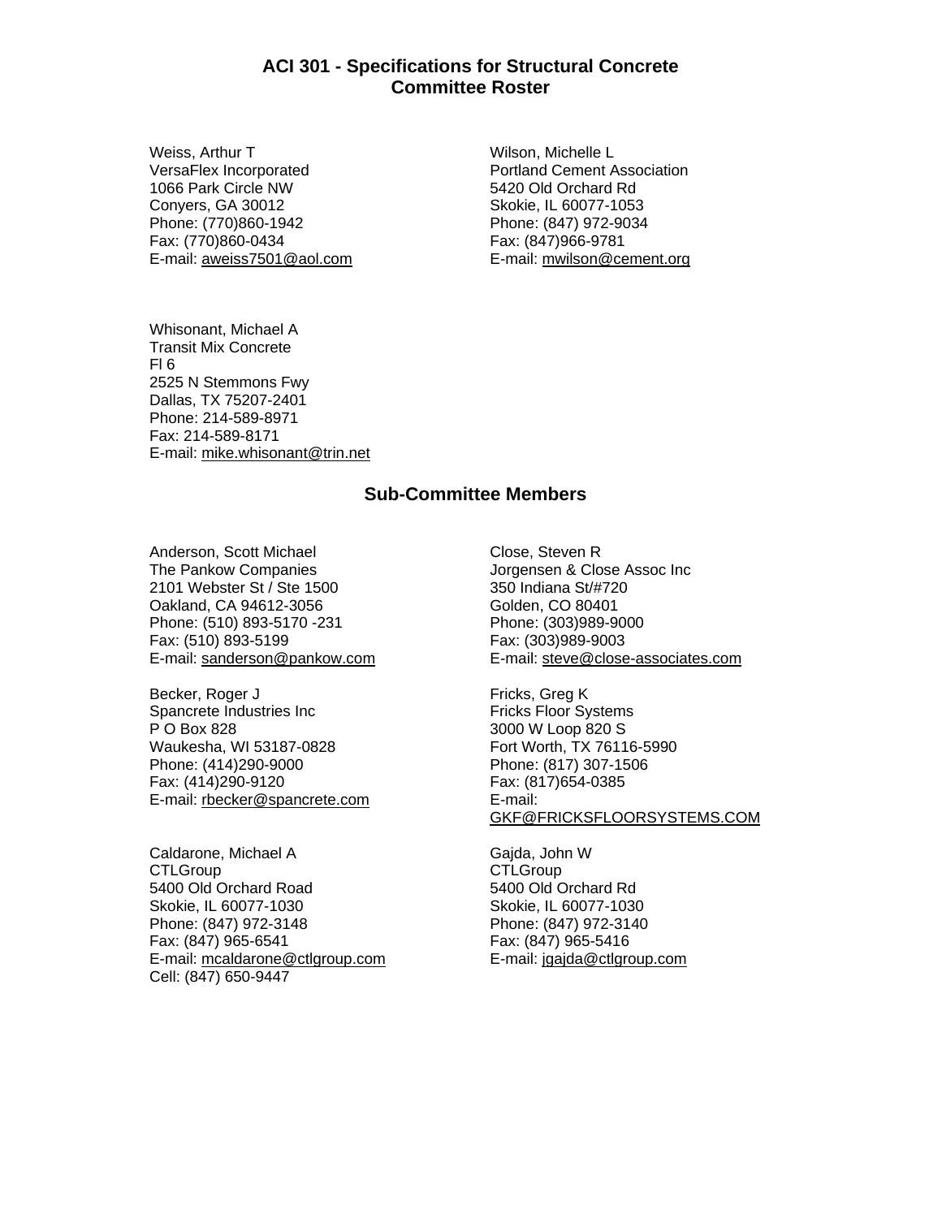## ACI 301 - Specifications for Structural Concrete
## Committee Roster

Weiss, Arthur T
VersaFlex Incorporated
1066 Park Circle NW
Conyers, GA 30012
Phone: (770)860-1942
Fax: (770)860-0434
E-mail: aweiss7501@aol.com

Wilson, Michelle L
Portland Cement Association
5420 Old Orchard Rd
Skokie, IL 60077-1053
Phone: (847) 972-9034
Fax: (847)966-9781
E-mail: mwilson@cement.org

Whisonant, Michael A
Transit Mix Concrete
Fl 6
2525 N Stemmons Fwy
Dallas, TX 75207-2401
Phone: 214-589-8971
Fax: 214-589-8171
E-mail: mike.whisonant@trin.net

## Sub-Committee Members

Anderson, Scott Michael
The Pankow Companies
2101 Webster St / Ste 1500
Oakland, CA 94612-3056
Phone: (510) 893-5170 -231
Fax: (510) 893-5199
E-mail: sanderson@pankow.com

Becker, Roger J
Spancrete Industries Inc
P O Box 828
Waukesha, WI 53187-0828
Phone: (414)290-9000
Fax: (414)290-9120
E-mail: rbecker@spancrete.com

Caldarone, Michael A
CTLGroup
5400 Old Orchard Road
Skokie, IL 60077-1030
Phone: (847) 972-3148
Fax: (847) 965-6541
E-mail: mcaldarone@ctlgroup.com
Cell: (847) 650-9447

Close, Steven R
Jorgensen & Close Assoc Inc
350 Indiana St/#720
Golden, CO 80401
Phone: (303)989-9000
Fax: (303)989-9003
E-mail: steve@close-associates.com

Fricks, Greg K
Fricks Floor Systems
3000 W Loop 820 S
Fort Worth, TX 76116-5990
Phone: (817) 307-1506
Fax: (817)654-0385
E-mail:
GKF@FRICKSFLOORSYSTEMS.COM

Gajda, John W
CTLGroup
5400 Old Orchard Rd
Skokie, IL 60077-1030
Phone: (847) 972-3140
Fax: (847) 965-5416
E-mail: jgajda@ctlgroup.com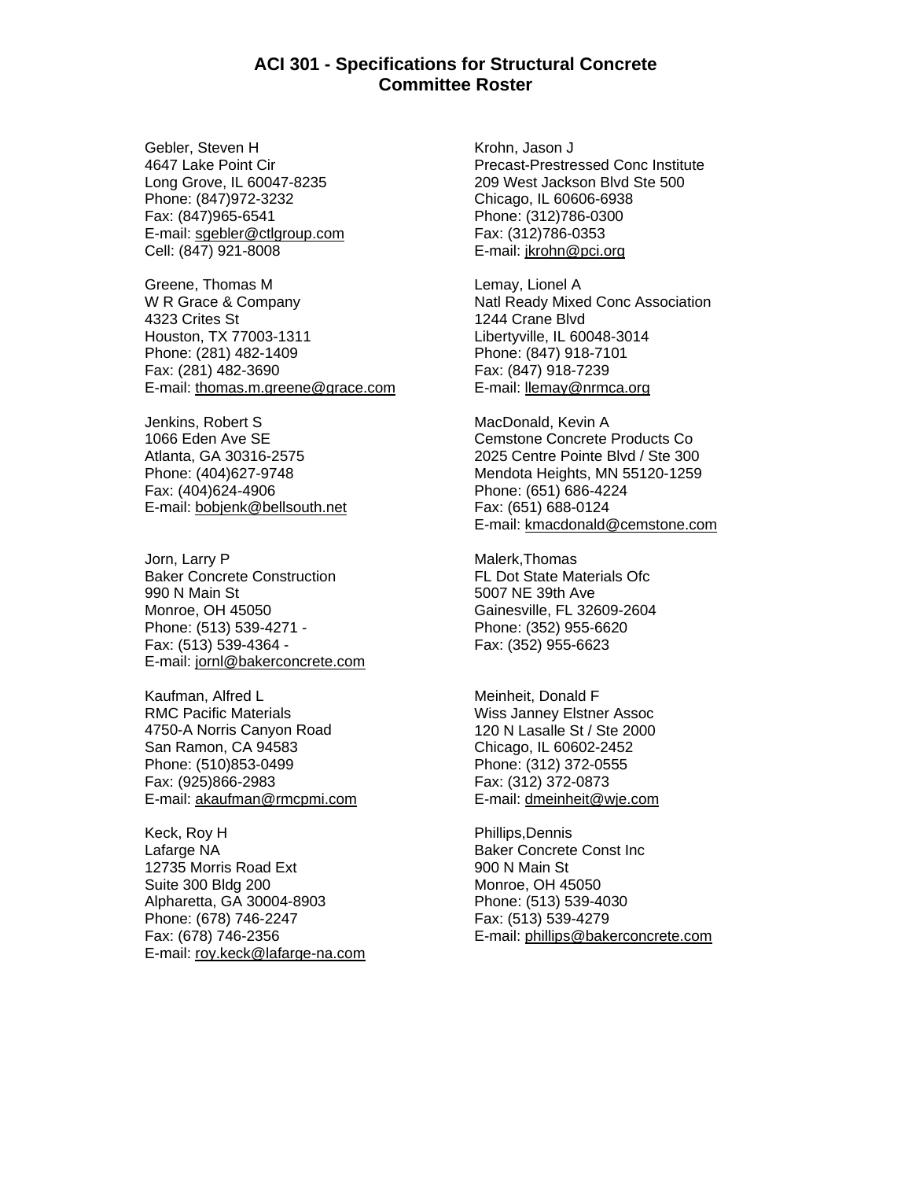# ACI 301 - Specifications for Structural Concrete
## Committee Roster

Gebler, Steven H
4647 Lake Point Cir
Long Grove, IL 60047-8235
Phone: (847)972-3232
Fax: (847)965-6541
E-mail: sgebler@ctlgroup.com
Cell: (847) 921-8008

Greene, Thomas M
W R Grace & Company
4323 Crites St
Houston, TX 77003-1311
Phone: (281) 482-1409
Fax: (281) 482-3690
E-mail: thomas.m.greene@grace.com

Jenkins, Robert S
1066 Eden Ave SE
Atlanta, GA 30316-2575
Phone: (404)627-9748
Fax: (404)624-4906
E-mail: bobjenk@bellsouth.net

Jorn, Larry P
Baker Concrete Construction
990 N Main St
Monroe, OH 45050
Phone: (513) 539-4271 -
Fax: (513) 539-4364 -
E-mail: jornl@bakerconcrete.com

Kaufman, Alfred L
RMC Pacific Materials
4750-A Norris Canyon Road
San Ramon, CA 94583
Phone: (510)853-0499
Fax: (925)866-2983
E-mail: akaufman@rmcpmi.com

Keck, Roy H
Lafarge NA
12735 Morris Road Ext
Suite 300 Bldg 200
Alpharetta, GA 30004-8903
Phone: (678) 746-2247
Fax: (678) 746-2356
E-mail: roy.keck@lafarge-na.com

Krohn, Jason J
Precast-Prestressed Conc Institute
209 West Jackson Blvd Ste 500
Chicago, IL 60606-6938
Phone: (312)786-0300
Fax: (312)786-0353
E-mail: jkrohn@pci.org

Lemay, Lionel A
Natl Ready Mixed Conc Association
1244 Crane Blvd
Libertyville, IL 60048-3014
Phone: (847) 918-7101
Fax: (847) 918-7239
E-mail: llemay@nrmca.org

MacDonald, Kevin A
Cemstone Concrete Products Co
2025 Centre Pointe Blvd / Ste 300
Mendota Heights, MN 55120-1259
Phone: (651) 686-4224
Fax: (651) 688-0124
E-mail: kmacdonald@cemstone.com

Malerk,Thomas
FL Dot State Materials Ofc
5007 NE 39th Ave
Gainesville, FL 32609-2604
Phone: (352) 955-6620
Fax: (352) 955-6623

Meinheit, Donald F
Wiss Janney Elstner Assoc
120 N Lasalle St / Ste 2000
Chicago, IL 60602-2452
Phone: (312) 372-0555
Fax: (312) 372-0873
E-mail: dmeinheit@wje.com

Phillips,Dennis
Baker Concrete Const Inc
900 N Main St
Monroe, OH 45050
Phone: (513) 539-4030
Fax: (513) 539-4279
E-mail: phillips@bakerconcrete.com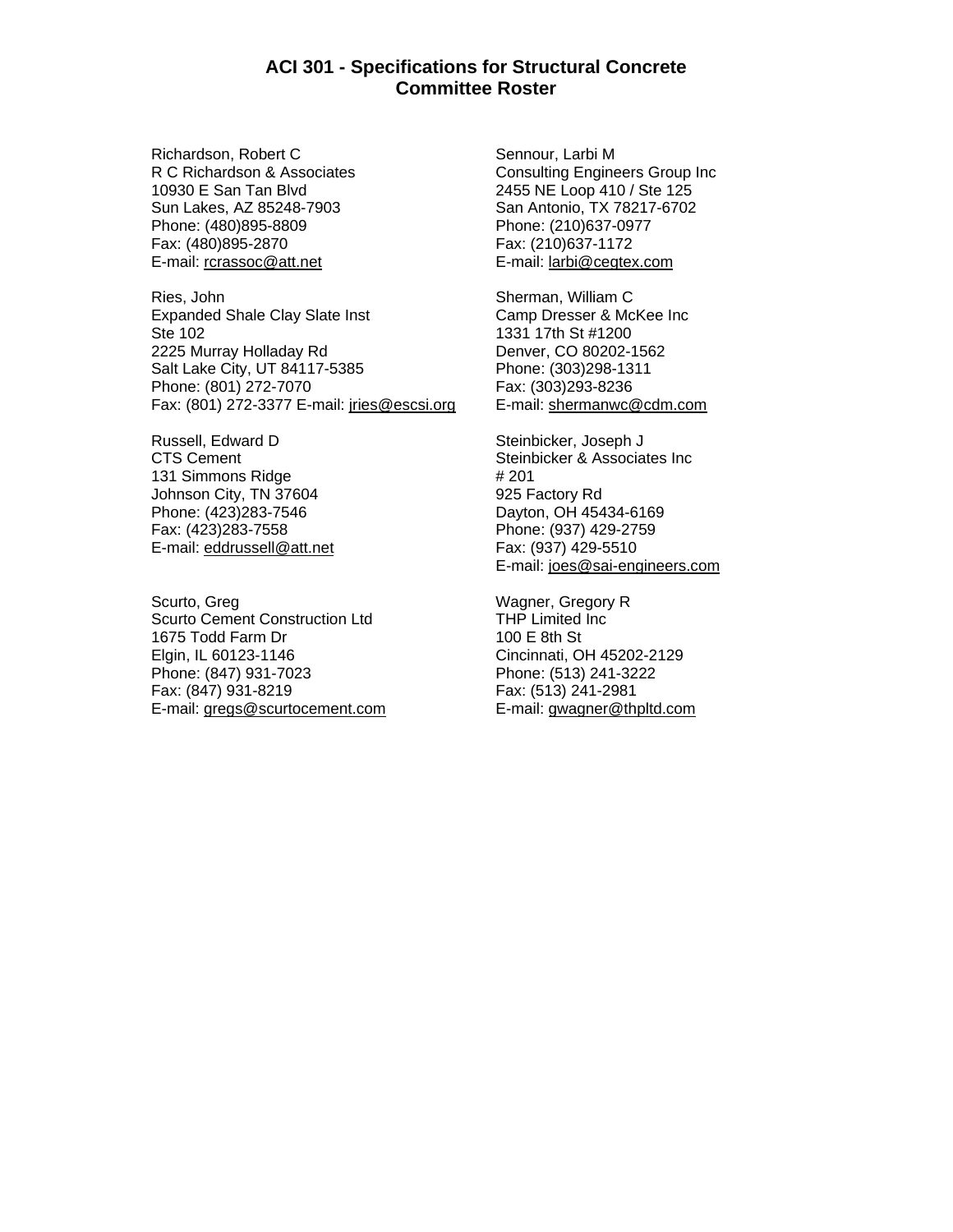# ACI 301 - Specifications for Structural Concrete
## Committee Roster

Richardson, Robert C
R C Richardson & Associates
10930 E San Tan Blvd
Sun Lakes, AZ 85248-7903
Phone: (480)895-8809
Fax: (480)895-2870
E-mail: rcrassoc@att.net

Ries, John
Expanded Shale Clay Slate Inst
Ste 102
2225 Murray Holladay Rd
Salt Lake City, UT 84117-5385
Phone: (801) 272-7070
Fax: (801) 272-3377 E-mail: jries@escsi.org

Russell, Edward D
CTS Cement
131 Simmons Ridge
Johnson City, TN 37604
Phone: (423)283-7546
Fax: (423)283-7558
E-mail: eddrussell@att.net

Scurto, Greg
Scurto Cement Construction Ltd
1675 Todd Farm Dr
Elgin, IL 60123-1146
Phone: (847) 931-7023
Fax: (847) 931-8219
E-mail: gregs@scurtocement.com

Sennour, Larbi M
Consulting Engineers Group Inc
2455 NE Loop 410 / Ste 125
San Antonio, TX 78217-6702
Phone: (210)637-0977
Fax: (210)637-1172
E-mail: larbi@cegtex.com

Sherman, William C
Camp Dresser & McKee Inc
1331 17th St #1200
Denver, CO 80202-1562
Phone: (303)298-1311
Fax: (303)293-8236
E-mail: shermanwc@cdm.com

Steinbicker, Joseph J
Steinbicker & Associates Inc
# 201
925 Factory Rd
Dayton, OH 45434-6169
Phone: (937) 429-2759
Fax: (937) 429-5510
E-mail: joes@sai-engineers.com

Wagner, Gregory R
THP Limited Inc
100 E 8th St
Cincinnati, OH 45202-2129
Phone: (513) 241-3222
Fax: (513) 241-2981
E-mail: gwagner@thpltd.com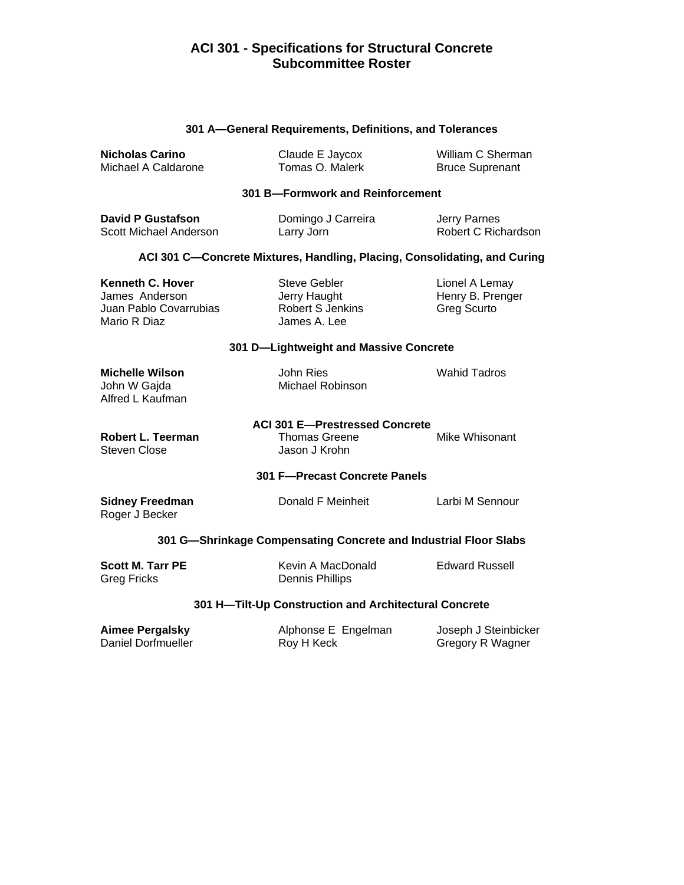# ACI 301 - Specifications for Structural Concrete Subcommittee Roster

### 301 A—General Requirements, Definitions, and Tolerances

| | | |
|---|---|---|
| **Nicholas Carino** | Claude E Jaycox | William C Sherman |
| Michael A Caldarone | Tomas O. Malerk | Bruce Suprenant |

### 301 B—Formwork and Reinforcement

| | | |
|---|---|---|
| **David P Gustafson** | Domingo J Carreira | Jerry Parnes |
| Scott Michael Anderson | Larry Jorn | Robert C Richardson |

### ACI 301 C—Concrete Mixtures, Handling, Placing, Consolidating, and Curing

| | | |
|---|---|---|
| **Kenneth C. Hover** | Steve Gebler | Lionel A Lemay |
| James Anderson | Jerry Haught | Henry B. Prenger |
| Juan Pablo Covarrubias | Robert S Jenkins | Greg Scurto |
| Mario R Diaz | James A. Lee | |

### 301 D—Lightweight and Massive Concrete

| | | |
|---|---|---|
| **Michelle Wilson** | John Ries | Wahid Tadros |
| John W Gajda | Michael Robinson | |
| Alfred L Kaufman | | |

### ACI 301 E—Prestressed Concrete

| | | |
|---|---|---|
| **Robert L. Teerman** | Thomas Greene | Mike Whisonant |
| Steven Close | Jason J Krohn | |

### 301 F—Precast Concrete Panels

| | | |
|---|---|---|
| **Sidney Freedman** | Donald F Meinheit | Larbi M Sennour |
| Roger J Becker | | |

### 301 G—Shrinkage Compensating Concrete and Industrial Floor Slabs

| | | |
|---|---|---|
| **Scott M. Tarr PE** | Kevin A MacDonald | Edward Russell |
| Greg Fricks | Dennis Phillips | |

### 301 H—Tilt-Up Construction and Architectural Concrete

| | | |
|---|---|---|
| **Aimee Pergalsky** | Alphonse E Engelman | Joseph J Steinbicker |
| Daniel Dorfmueller | Roy H Keck | Gregory R Wagner |